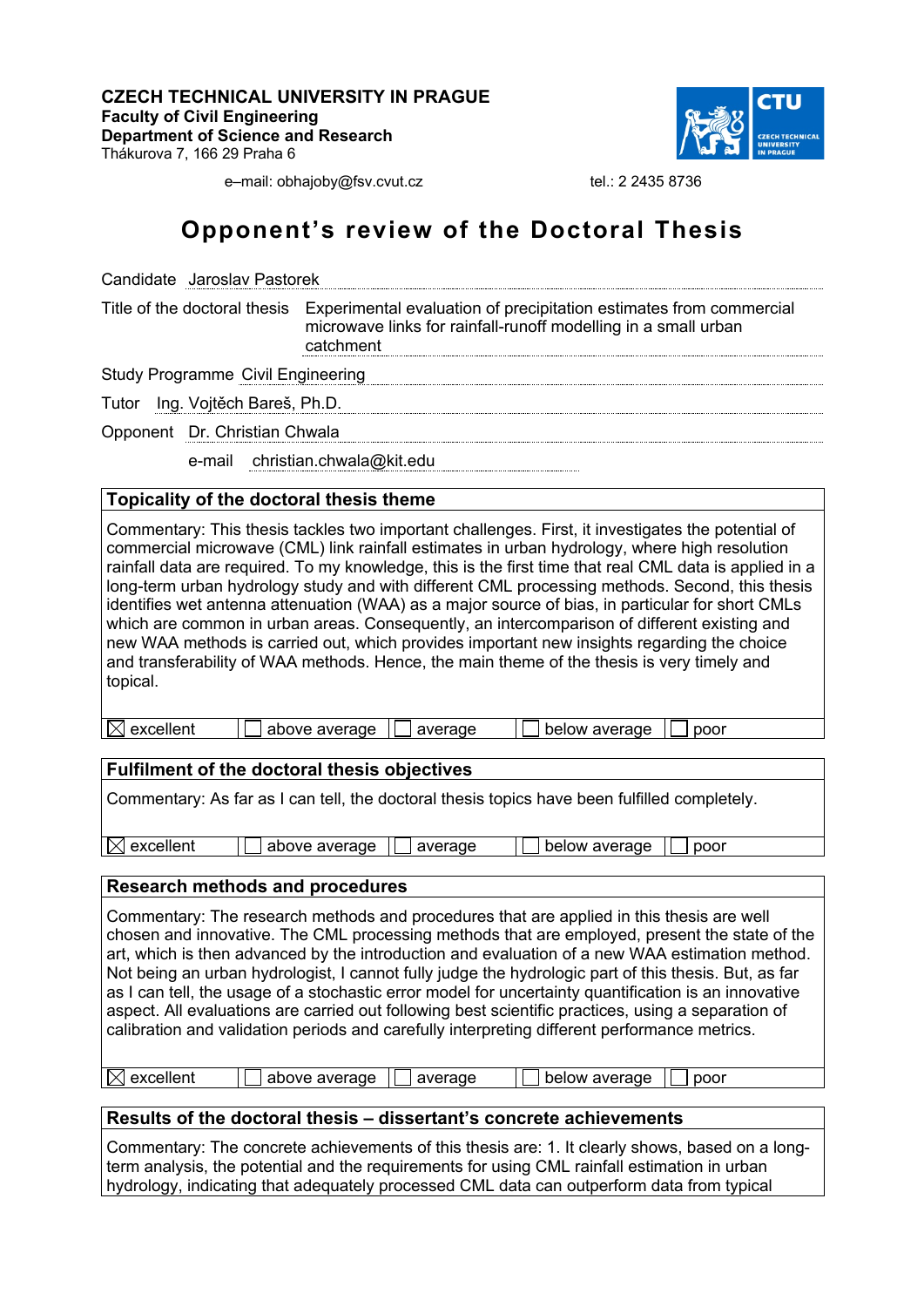**CZECH TECHNICAL UNIVERSITY IN PRAGUE**
**Faculty of Civil Engineering**
**Department of Science and Research**
Thákurova 7, 166 29 Praha 6

e–mail: obhajoby@fsv.cvut.cz tel.: 2 2435 8736

# Opponent's review of the Doctoral Thesis

Candidate Jaroslav Pastorek

Title of the doctoral thesis Experimental evaluation of precipitation estimates from commercial microwave links for rainfall-runoff modelling in a small urban catchment

Study Programme Civil Engineering

Tutor Ing. Vojtěch Bareš, Ph.D.

Opponent Dr. Christian Chwala

e-mail christian.chwala@kit.edu

## Topicality of the doctoral thesis theme

Commentary: This thesis tackles two important challenges. First, it investigates the potential of commercial microwave (CML) link rainfall estimates in urban hydrology, where high resolution rainfall data are required. To my knowledge, this is the first time that real CML data is applied in a long-term urban hydrology study and with different CML processing methods. Second, this thesis identifies wet antenna attenuation (WAA) as a major source of bias, in particular for short CMLs which are common in urban areas. Consequently, an intercomparison of different existing and new WAA methods is carried out, which provides important new insights regarding the choice and transferability of WAA methods. Hence, the main theme of the thesis is very timely and topical.

| ☒ excellent | ☐ above average | ☐ average | ☐ below average | ☐ poor |
|---|---|---|---|---|

## Fulfilment of the doctoral thesis objectives

Commentary: As far as I can tell, the doctoral thesis topics have been fulfilled completely.

| ☒ excellent | ☐ above average | ☐ average | ☐ below average | ☐ poor |
|---|---|---|---|---|

## Research methods and procedures

Commentary: The research methods and procedures that are applied in this thesis are well chosen and innovative. The CML processing methods that are employed, present the state of the art, which is then advanced by the introduction and evaluation of a new WAA estimation method. Not being an urban hydrologist, I cannot fully judge the hydrologic part of this thesis. But, as far as I can tell, the usage of a stochastic error model for uncertainty quantification is an innovative aspect. All evaluations are carried out following best scientific practices, using a separation of calibration and validation periods and carefully interpreting different performance metrics.

| ☒ excellent | ☐ above average | ☐ average | ☐ below average | ☐ poor |
|---|---|---|---|---|

## Results of the doctoral thesis – dissertant's concrete achievements

Commentary: The concrete achievements of this thesis are: 1. It clearly shows, based on a long-term analysis, the potential and the requirements for using CML rainfall estimation in urban hydrology, indicating that adequately processed CML data can outperform data from typical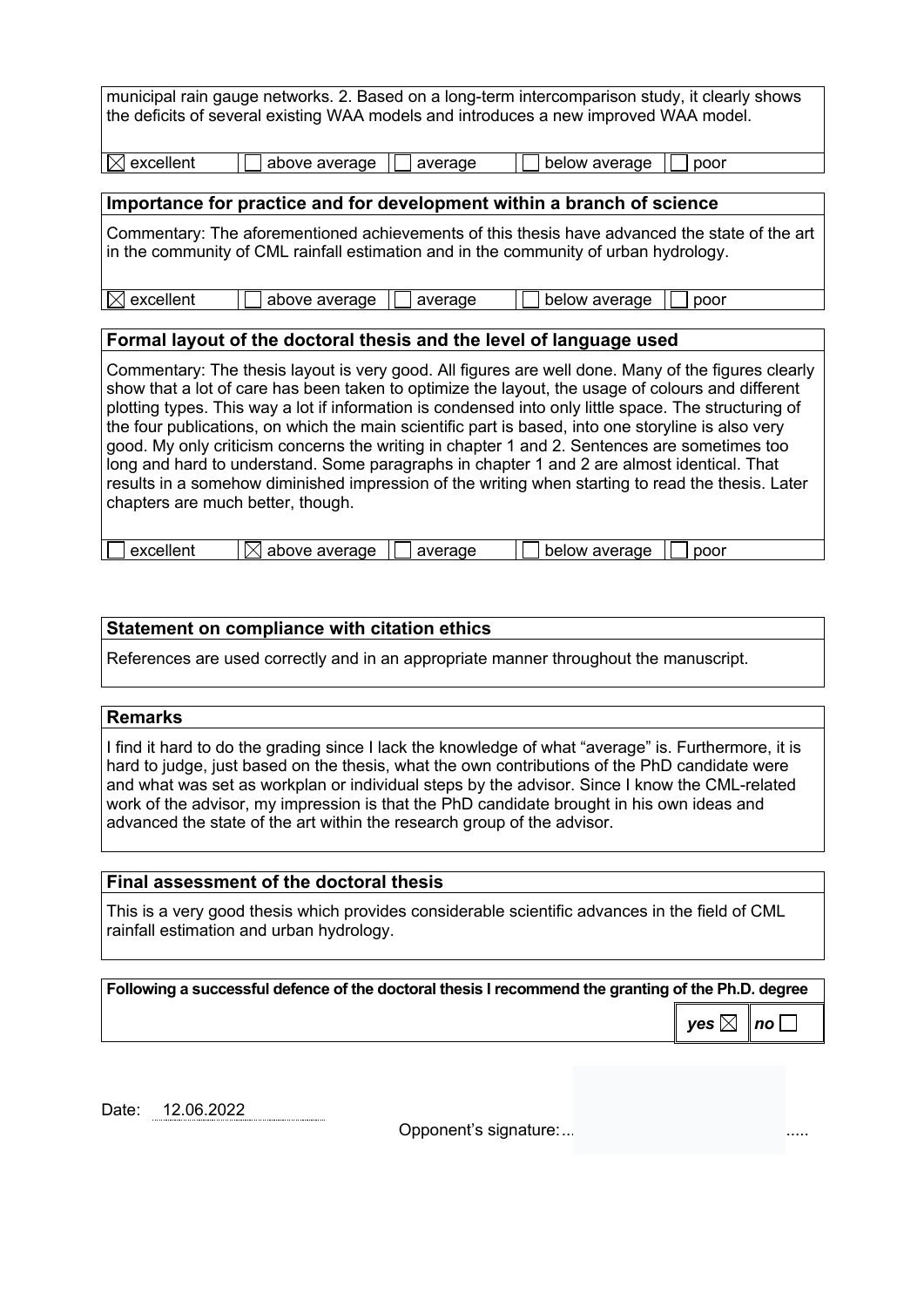municipal rain gauge networks. 2. Based on a long-term intercomparison study, it clearly shows the deficits of several existing WAA models and introduces a new improved WAA model.

| ☒ excellent | ☐ above average | ☐ average | ☐ below average | ☐ poor |
|---|---|---|---|---|

### Importance for practice and for development within a branch of science

Commentary: The aforementioned achievements of this thesis have advanced the state of the art in the community of CML rainfall estimation and in the community of urban hydrology.

| ☒ excellent | ☐ above average | ☐ average | ☐ below average | ☐ poor |
|---|---|---|---|---|

### Formal layout of the doctoral thesis and the level of language used

Commentary: The thesis layout is very good. All figures are well done. Many of the figures clearly show that a lot of care has been taken to optimize the layout, the usage of colours and different plotting types. This way a lot if information is condensed into only little space. The structuring of the four publications, on which the main scientific part is based, into one storyline is also very good. My only criticism concerns the writing in chapter 1 and 2. Sentences are sometimes too long and hard to understand. Some paragraphs in chapter 1 and 2 are almost identical. That results in a somehow diminished impression of the writing when starting to read the thesis. Later chapters are much better, though.

| ☐ excellent | ☒ above average | ☐ average | ☐ below average | ☐ poor |
|---|---|---|---|---|

### Statement on compliance with citation ethics

References are used correctly and in an appropriate manner throughout the manuscript.

### Remarks

I find it hard to do the grading since I lack the knowledge of what "average" is. Furthermore, it is hard to judge, just based on the thesis, what the own contributions of the PhD candidate were and what was set as workplan or individual steps by the advisor. Since I know the CML-related work of the advisor, my impression is that the PhD candidate brought in his own ideas and advanced the state of the art within the research group of the advisor.

### Final assessment of the doctoral thesis

This is a very good thesis which provides considerable scientific advances in the field of CML rainfall estimation and urban hydrology.

**Following a successful defence of the doctoral thesis I recommend the granting of the Ph.D. degree**

***yes*** ☒ ***no*** ☐

Date: 12.06.2022

Opponent's signature:...